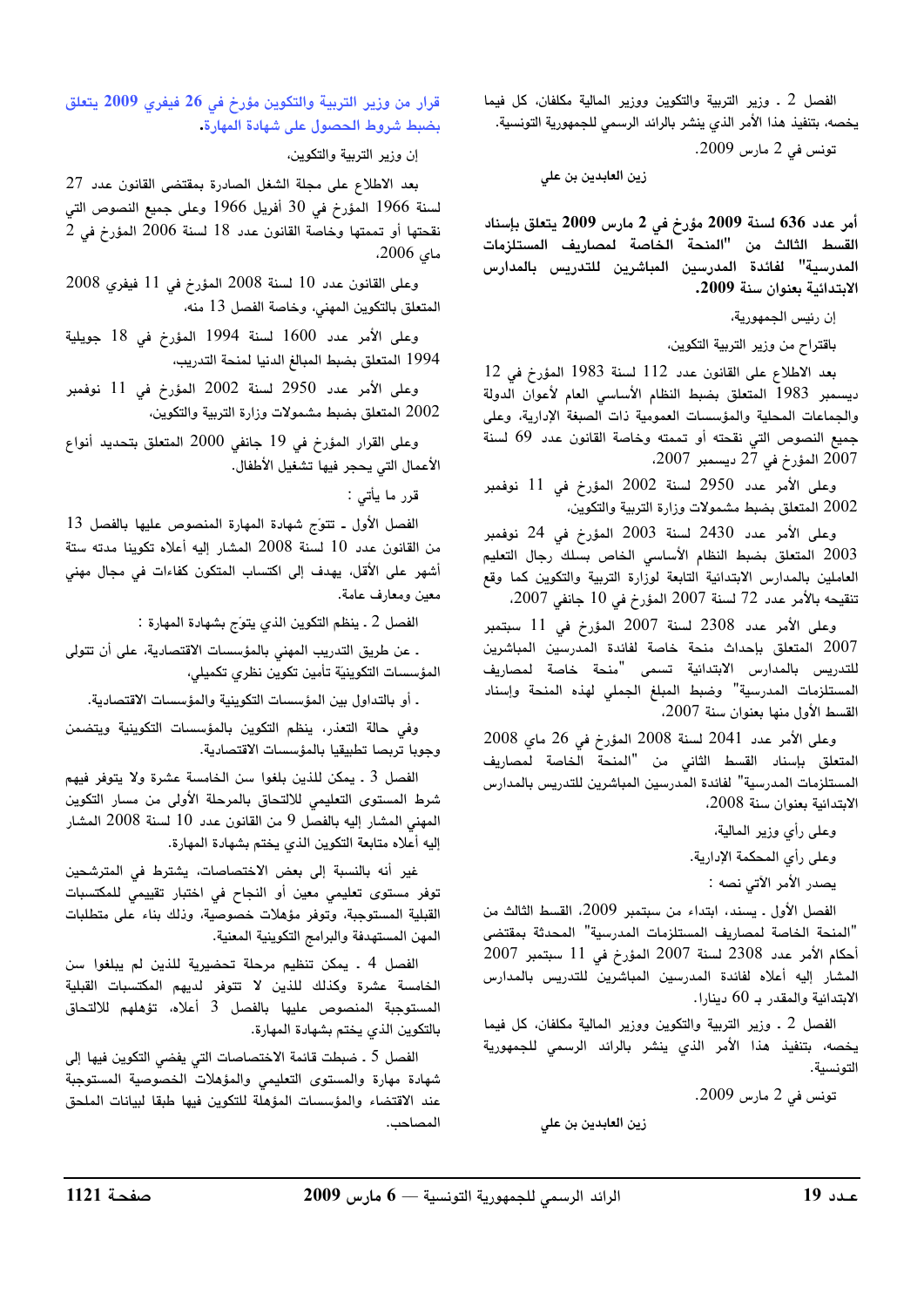الفصل 2 ـ وزير التربية والتكوين ووزير المالية مكلفان، كل فيما يخصه، بتنفيذ هذا الأمر الذي ينشر بالرائد الرسمي للجمهورية التونسية.

تونس في 2 مارس 2009.

زين العابدين بن علي

**أمر عدد 636 لسنة 2009 مؤرخ في 2 مارس 2009 يتعلق بإسناد القسط الثالث من "المنحة الخاصة لمصاريف المستلزمات المدرسية" لفائدة المدرسين المباشرين للتدريس بالمدارس الابتدائية بعنوان سنة 2009.**

إن رئيس الجمهورية،

باقتراح من وزير التربية والتكوين،

بعد الاطلاع على القانون عدد 112 لسنة 1983 المؤرخ في 12 ديسمبر 1983 المتعلق بضبط النظام الأساسي العام لأعوان الدولة والجماعات المحلية والمؤسسات العمومية ذات الصبغة الإدارية، وعلى جميع النصوص التي نقحته أو تممته وخاصة القانون عدد 69 لسنة 2007 المؤرخ في 27 ديسمبر 2007،

وعلى الأمر عدد 2950 لسنة 2002 المؤرخ في 11 نوفمبر 2002 المتعلق بضبط مشمولات وزارة التربية والتكوين،

وعلى الأمر عدد 2430 لسنة 2003 المؤرخ في 24 نوفمبر 2003 المتعلق بضبط النظام الأساسي الخاص بسلك رجال التعليم العاملين بالمدارس الابتدائية التابعة لوزارة التربية والتكوين كما وقع تنقيحه بالأمر عدد 72 لسنة 2007 المؤرخ في 10 جانفي 2007،

وعلى الأمر عدد 2308 لسنة 2007 المؤرخ في 11 سبتمبر 2007 المتعلق بإحداث منحة خاصة لفائدة المدرسين المباشرين للتدريس بالمدارس الابتدائية تسمى "منحة خاصة لمصاريف المستلزمات المدرسية" وضبط المبلغ الجملي لهذه المنحة وإسناد القسط الأول منها بعنوان سنة 2007،

وعلى الأمر عدد 2041 لسنة 2008 المؤرخ في 26 ماي 2008 المتعلق بإسناد القسط الثاني من "المنحة الخاصة لمصاريف المستلزمات المدرسية" لفائدة المدرسين المباشرين للتدريس بالمدارس الابتدائية بعنوان سنة 2008،

وعلى رأي وزير المالية،

وعلى رأي المحكمة الإدارية.

يصدر الأمر الآتي نصه :

الفصل الأول ـ يسند، ابتداء من سبتمبر 2009، القسط الثالث من "المنحة الخاصة لمصاريف المستلزمات المدرسية" المحدثة بمقتضى أحكام الأمر عدد 2308 لسنة 2007 المؤرخ في 11 سبتمبر 2007 المشار إليه أعلاه لفائدة المدرسين المباشرين للتدريس بالمدارس الابتدائية والمقدر بـ 60 دينارا.

الفصل 2 ـ وزير التربية والتكوين ووزير المالية مكلفان، كل فيما يخصه، بتنفيذ هذا الأمر الذي ينشر بالرائد الرسمي للجمهورية التونسية.

تونس في 2 مارس 2009.

زين العابدين بن علي

**قرار من وزير التربية والتكوين مؤرخ في 26 فيفري 2009 يتعلق بضبط شروط الحصول على شهادة المهارة.**

إن وزير التربية والتكوين،

بعد الاطلاع على مجلة الشغل الصادرة بمقتضى القانون عدد 27 لسنة 1966 المؤرخ في 30 أفريل 1966 وعلى جميع النصوص التي نقحتها أو تممتها وخاصة القانون عدد 18 لسنة 2006 المؤرخ في 2 ماي 2006،

وعلى القانون عدد 10 لسنة 2008 المؤرخ في 11 فيفري 2008 المتعلق بالتكوين المهني، وخاصة الفصل 13 منه،

وعلى الأمر عدد 1600 لسنة 1994 المؤرخ في 18 جويلية 1994 المتعلق بضبط المبالغ الدنيا لمنحة التدريب،

وعلى الأمر عدد 2950 لسنة 2002 المؤرخ في 11 نوفمبر 2002 المتعلق بضبط مشمولات وزارة التربية والتكوين،

وعلى القرار المؤرخ في 19 جانفي 2000 المتعلق بتحديد أنواع الأعمال التي يحجر فيها تشغيل الأطفال.

قرر ما يأتي :

الفصل الأول ـ تتوّج شهادة المهارة المنصوص عليها بالفصل 13 من القانون عدد 10 لسنة 2008 المشار إليه أعلاه تكوينا مدته ستة أشهر على الأقل، يهدف إلى اكتساب المتكون كفاءات في مجال مهني معين ومعارف عامة.

الفصل 2 ـ ينظم التكوين الذي يتوّج بشهادة المهارة :

ـ عن طريق التدريب المهني بالمؤسسات الاقتصادية، على أن تتولى المؤسسات التكوينيّة تأمين تكوين نظري تكميلي،

ـ أو بالتداول بين المؤسسات التكوينية والمؤسسات الاقتصادية.

وفي حالة التعذر، ينظم التكوين بالمؤسسات التكوينية ويتضمن وجوبا تربصا تطبيقيا بالمؤسسات الاقتصادية.

الفصل 3 ـ يمكن للذين بلغوا سن الخامسة عشرة ولا يتوفر فيهم شرط المستوى التعليمي للالتحاق بالمرحلة الأولى من مسار التكوين المهني المشار إليه بالفصل 9 من القانون عدد 10 لسنة 2008 المشار إليه أعلاه متابعة التكوين الذي يختم بشهادة المهارة.

غير أنه بالنسبة إلى بعض الاختصاصات، يشترط في المترشحين توفر مستوى تعليمي معين أو النجاح في اختبار تقييمي للمكتسبات القبلية المستوجبة، وتوفر مؤهلات خصوصية، وذلك بناء على متطلبات المهن المستهدفة والبرامج التكوينية المعنية.

الفصل 4 ـ يمكن تنظيم مرحلة تحضيرية للذين لم يبلغوا سن الخامسة عشرة وكذلك للذين لا تتوفر لديهم المكتسبات القبلية المستوجبة المنصوص عليها بالفصل 3 أعلاه، تؤهلهم للالتحاق بالتكوين الذي يختم بشهادة المهارة.

الفصل 5 ـ ضبطت قائمة الاختصاصات التي يفضي التكوين فيها إلى شهادة مهارة والمستوى التعليمي والمؤهلات الخصوصية المستوجبة عند الاقتضاء والمؤسسات المؤهلة للتكوين فيها طبقا لبيانات الملحق المصاحب.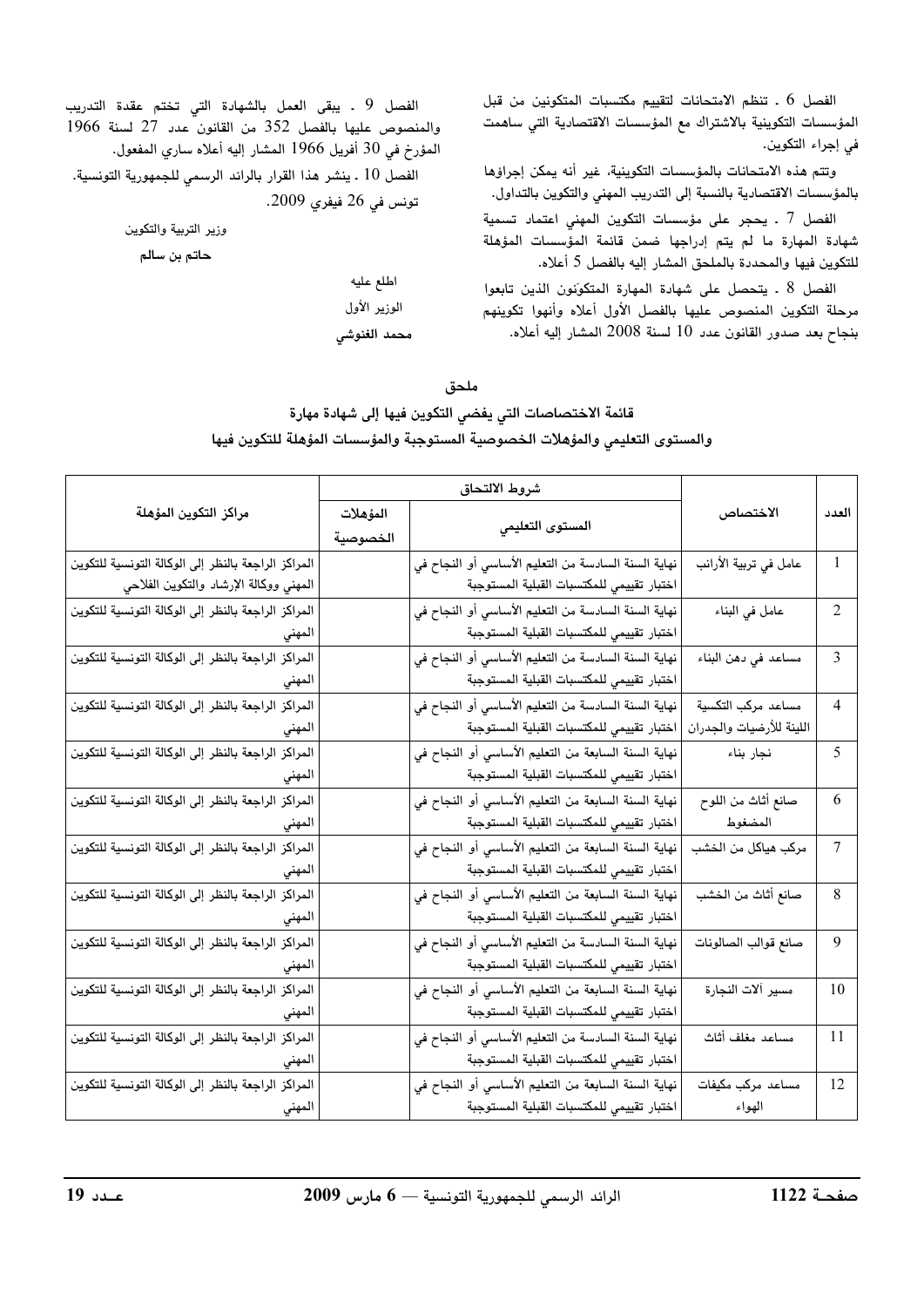الفصل 6 ـ تنظم الامتحانات لتقييم مكتسبات المتكونين من قبل المؤسسات التكوينية بالاشتراك مع المؤسسات الاقتصادية التي ساهمت في إجراء التكوين.

وتتم هذه الامتحانات بالمؤسسات التكوينية، غير أنه يمكن إجراؤها بالمؤسسات الاقتصادية بالنسبة إلى التدريب المهني والتكوين بالتداول.

الفصل 7 ـ يحجر على مؤسسات التكوين المهني اعتماد تسمية شهادة المهارة ما لم يتم إدراجها ضمن قائمة المؤسسات المؤهلة للتكوين فيها والمحددة بالملحق المشار إليه بالفصل 5 أعلاه.

الفصل 8 ـ يتحصل على شهادة المهارة المتكوّنون الذين تابعوا مرحلة التكوين المنصوص عليها بالفصل الأول أعلاه وأنهوا تكوينهم بنجاح بعد صدور القانون عدد 10 لسنة 2008 المشار إليه أعلاه.

الفصل 9 ـ يبقى العمل بالشهادة التي تختم عقدة التدريب والمنصوص عليها بالفصل 352 من القانون عدد 27 لسنة 1966 المؤرخ في 30 أفريل 1966 المشار إليه أعلاه ساري المفعول.

الفصل 10 ـ ينشر هذا القرار بالرائد الرسمي للجمهورية التونسية.

تونس في 26 فيفري 2009.

وزير التربية والتكوين

**حاتم بن سالم**

اطلع عليه

الوزير الأول

**محمد الغنوشي**

## ملحق

### قائمة الاختصاصات التي يفضي التكوين فيها إلى شهادة مهارة والمستوى التعليمي والمؤهلات الخصوصية المستوجبة والمؤسسات المؤهلة للتكوين فيها

| العدد | الاختصاص | شروط الالتحاق | | مراكز التكوين المؤهلة |
|---|---|---|---|---|
| | | المستوى التعليمي | المؤهلات الخصوصية | |
| 1 | عامل في تربية الأرانب | نهاية السنة السادسة من التعليم الأساسي أو النجاح في اختبار تقييمي للمكتسبات القبلية المستوجبة | | المراكز الراجعة بالنظر إلى الوكالة التونسية للتكوين المهني ووكالة الإرشاد والتكوين الفلاحي |
| 2 | عامل في البناء | نهاية السنة السادسة من التعليم الأساسي أو النجاح في اختبار تقييمي للمكتسبات القبلية المستوجبة | | المراكز الراجعة بالنظر إلى الوكالة التونسية للتكوين المهني |
| 3 | مساعد في دهن البناء | نهاية السنة السادسة من التعليم الأساسي أو النجاح في اختبار تقييمي للمكتسبات القبلية المستوجبة | | المراكز الراجعة بالنظر إلى الوكالة التونسية للتكوين المهني |
| 4 | مساعد مركب التكسية اللينة للأرضيات والجدران | نهاية السنة السادسة من التعليم الأساسي أو النجاح في اختبار تقييمي للمكتسبات القبلية المستوجبة | | المراكز الراجعة بالنظر إلى الوكالة التونسية للتكوين المهني |
| 5 | نجار بناء | نهاية السنة السابعة من التعليم الأساسي أو النجاح في اختبار تقييمي للمكتسبات القبلية المستوجبة | | المراكز الراجعة بالنظر إلى الوكالة التونسية للتكوين المهني |
| 6 | صانع أثاث من اللوح المضغوط | نهاية السنة السابعة من التعليم الأساسي أو النجاح في اختبار تقييمي للمكتسبات القبلية المستوجبة | | المراكز الراجعة بالنظر إلى الوكالة التونسية للتكوين المهني |
| 7 | مركب هياكل من الخشب | نهاية السنة السابعة من التعليم الأساسي أو النجاح في اختبار تقييمي للمكتسبات القبلية المستوجبة | | المراكز الراجعة بالنظر إلى الوكالة التونسية للتكوين المهني |
| 8 | صانع أثاث من الخشب | نهاية السنة السابعة من التعليم الأساسي أو النجاح في اختبار تقييمي للمكتسبات القبلية المستوجبة | | المراكز الراجعة بالنظر إلى الوكالة التونسية للتكوين المهني |
| 9 | صانع قوالب الصالونات | نهاية السنة السادسة من التعليم الأساسي أو النجاح في اختبار تقييمي للمكتسبات القبلية المستوجبة | | المراكز الراجعة بالنظر إلى الوكالة التونسية للتكوين المهني |
| 10 | مسير آلات النجارة | نهاية السنة السابعة من التعليم الأساسي أو النجاح في اختبار تقييمي للمكتسبات القبلية المستوجبة | | المراكز الراجعة بالنظر إلى الوكالة التونسية للتكوين المهني |
| 11 | مساعد مغلف أثاث | نهاية السنة السادسة من التعليم الأساسي أو النجاح في اختبار تقييمي للمكتسبات القبلية المستوجبة | | المراكز الراجعة بالنظر إلى الوكالة التونسية للتكوين المهني |
| 12 | مساعد مركب مكيفات الهواء | نهاية السنة السابعة من التعليم الأساسي أو النجاح في اختبار تقييمي للمكتسبات القبلية المستوجبة | | المراكز الراجعة بالنظر إلى الوكالة التونسية للتكوين المهني |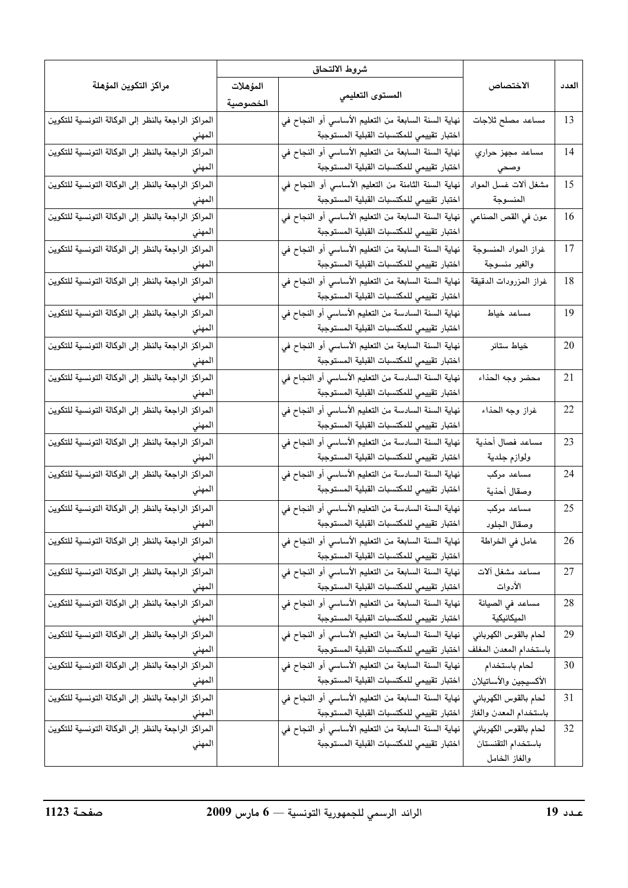| العدد | الاختصاص | شروط الالتحاق | | مراكز التكوين المؤهلة |
|---|---|---|---|---|
| | | المستوى التعليمي | المؤهلات الخصوصية | |
| 13 | مساعد مصلح ثلاجات | نهاية السنة السابعة من التعليم الأساسي أو النجاح في اختبار تقييمي للمكتسبات القبلية المستوجبة | | المراكز الراجعة بالنظر إلى الوكالة التونسية للتكوين المهني |
| 14 | مساعد مجهز حراري وصحي | نهاية السنة السابعة من التعليم الأساسي أو النجاح في اختبار تقييمي للمكتسبات القبلية المستوجبة | | المراكز الراجعة بالنظر إلى الوكالة التونسية للتكوين المهني |
| 15 | مشغل آلات غسل المواد المنسوجة | نهاية السنة الثامنة من التعليم الأساسي أو النجاح في اختبار تقييمي للمكتسبات القبلية المستوجبة | | المراكز الراجعة بالنظر إلى الوكالة التونسية للتكوين المهني |
| 16 | عون في القص الصناعي | نهاية السنة السابعة من التعليم الأساسي أو النجاح في اختبار تقييمي للمكتسبات القبلية المستوجبة | | المراكز الراجعة بالنظر إلى الوكالة التونسية للتكوين المهني |
| 17 | غزاز المواد المنسوجة والغير منسوجة | نهاية السنة السابعة من التعليم الأساسي أو النجاح في اختبار تقييمي للمكتسبات القبلية المستوجبة | | المراكز الراجعة بالنظر إلى الوكالة التونسية للتكوين المهني |
| 18 | غزاز المزرودات الدقيقة | نهاية السنة السابعة من التعليم الأساسي أو النجاح في اختبار تقييمي للمكتسبات القبلية المستوجبة | | المراكز الراجعة بالنظر إلى الوكالة التونسية للتكوين المهني |
| 19 | مساعد خياط | نهاية السنة السادسة من التعليم الأساسي أو النجاح في اختبار تقييمي للمكتسبات القبلية المستوجبة | | المراكز الراجعة بالنظر إلى الوكالة التونسية للتكوين المهني |
| 20 | خياط ستائر | نهاية السنة السابعة من التعليم الأساسي أو النجاح في اختبار تقييمي للمكتسبات القبلية المستوجبة | | المراكز الراجعة بالنظر إلى الوكالة التونسية للتكوين المهني |
| 21 | محضر وجه الحذاء | نهاية السنة السادسة من التعليم الأساسي أو النجاح في اختبار تقييمي للمكتسبات القبلية المستوجبة | | المراكز الراجعة بالنظر إلى الوكالة التونسية للتكوين المهني |
| 22 | غراز وجه الحذاء | نهاية السنة السادسة من التعليم الأساسي أو النجاح في اختبار تقييمي للمكتسبات القبلية المستوجبة | | المراكز الراجعة بالنظر إلى الوكالة التونسية للتكوين المهني |
| 23 | مساعد فصال أحذية ولوازم جلدية | نهاية السنة السادسة من التعليم الأساسي أو النجاح في اختبار تقييمي للمكتسبات القبلية المستوجبة | | المراكز الراجعة بالنظر إلى الوكالة التونسية للتكوين المهني |
| 24 | مساعد مركب وصقال أحذية | نهاية السنة السادسة من التعليم الأساسي أو النجاح في اختبار تقييمي للمكتسبات القبلية المستوجبة | | المراكز الراجعة بالنظر إلى الوكالة التونسية للتكوين المهني |
| 25 | مساعد مركب وصقال الجلود | نهاية السنة السادسة من التعليم الأساسي أو النجاح في اختبار تقييمي للمكتسبات القبلية المستوجبة | | المراكز الراجعة بالنظر إلى الوكالة التونسية للتكوين المهني |
| 26 | عامل في الخراطة | نهاية السنة السابعة من التعليم الأساسي أو النجاح في اختبار تقييمي للمكتسبات القبلية المستوجبة | | المراكز الراجعة بالنظر إلى الوكالة التونسية للتكوين المهني |
| 27 | مساعد مشغل آلات الأدوات | نهاية السنة السابعة من التعليم الأساسي أو النجاح في اختبار تقييمي للمكتسبات القبلية المستوجبة | | المراكز الراجعة بالنظر إلى الوكالة التونسية للتكوين المهني |
| 28 | مساعد في الصيانة الميكانيكية | نهاية السنة السابعة من التعليم الأساسي أو النجاح في اختبار تقييمي للمكتسبات القبلية المستوجبة | | المراكز الراجعة بالنظر إلى الوكالة التونسية للتكوين المهني |
| 29 | لحام بالقوس الكهربائي باستخدام المعدن المغلف | نهاية السنة السابعة من التعليم الأساسي أو النجاح في اختبار تقييمي للمكتسبات القبلية المستوجبة | | المراكز الراجعة بالنظر إلى الوكالة التونسية للتكوين المهني |
| 30 | لحام باستخدام الأكسيجين والأساتيلان | نهاية السنة السابعة من التعليم الأساسي أو النجاح في اختبار تقييمي للمكتسبات القبلية المستوجبة | | المراكز الراجعة بالنظر إلى الوكالة التونسية للتكوين المهني |
| 31 | لحام بالقوس الكهربائي باستخدام المعدن والغاز | نهاية السنة السابعة من التعليم الأساسي أو النجاح في اختبار تقييمي للمكتسبات القبلية المستوجبة | | المراكز الراجعة بالنظر إلى الوكالة التونسية للتكوين المهني |
| 32 | لحام بالقوس الكهربائي باستخدام التقنستان والغاز الخامل | نهاية السنة السابعة من التعليم الأساسي أو النجاح في اختبار تقييمي للمكتسبات القبلية المستوجبة | | المراكز الراجعة بالنظر إلى الوكالة التونسية للتكوين المهني |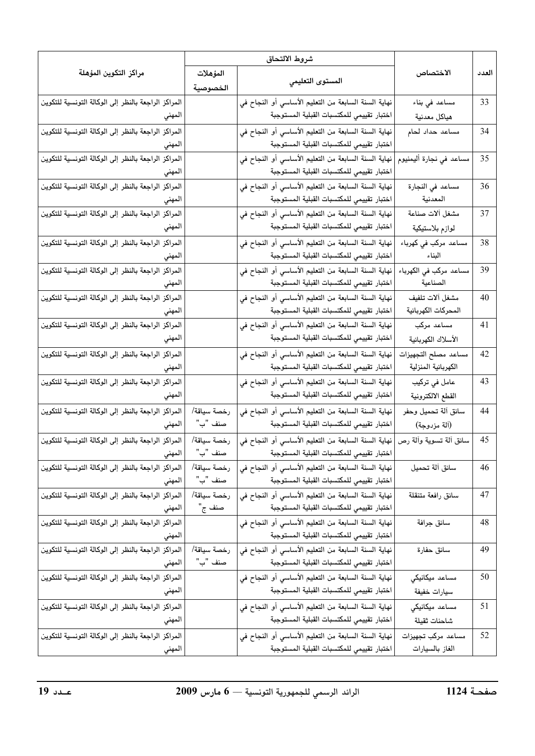| العدد | الاختصاص | شروط الالتحاق | | مراكز التكوين المؤهلة |
|---|---|---|---|---|
| | | المستوى التعليمي | المؤهلات الخصوصية | |
| 33 | مساعد في بناء هياكل معدنية | نهاية السنة السابعة من التعليم الأساسي أو النجاح في اختبار تقييمي للمكتسبات القبلية المستوجبة | | المراكز الراجعة بالنظر إلى الوكالة التونسية للتكوين المهني |
| 34 | مساعد حداد لحام | نهاية السنة السابعة من التعليم الأساسي أو النجاح في اختبار تقييمي للمكتسبات القبلية المستوجبة | | المراكز الراجعة بالنظر إلى الوكالة التونسية للتكوين المهني |
| 35 | مساعد في نجارة أليمنيوم | نهاية السنة السابعة من التعليم الأساسي أو النجاح في اختبار تقييمي للمكتسبات القبلية المستوجبة | | المراكز الراجعة بالنظر إلى الوكالة التونسية للتكوين المهني |
| 36 | مساعد في النجارة المعدنية | نهاية السنة السابعة من التعليم الأساسي أو النجاح في اختبار تقييمي للمكتسبات القبلية المستوجبة | | المراكز الراجعة بالنظر إلى الوكالة التونسية للتكوين المهني |
| 37 | مشغل آلات صناعة لوازم بلاستيكية | نهاية السنة السابعة من التعليم الأساسي أو النجاح في اختبار تقييمي للمكتسبات القبلية المستوجبة | | المراكز الراجعة بالنظر إلى الوكالة التونسية للتكوين المهني |
| 38 | مساعد مركب في كهرباء البناء | نهاية السنة السابعة من التعليم الأساسي أو النجاح في اختبار تقييمي للمكتسبات القبلية المستوجبة | | المراكز الراجعة بالنظر إلى الوكالة التونسية للتكوين المهني |
| 39 | مساعد مركب في الكهرباء الصناعية | نهاية السنة السابعة من التعليم الأساسي أو النجاح في اختبار تقييمي للمكتسبات القبلية المستوجبة | | المراكز الراجعة بالنظر إلى الوكالة التونسية للتكوين المهني |
| 40 | مشغل آلات تلفيف المحركات الكهربائية | نهاية السنة السابعة من التعليم الأساسي أو النجاح في اختبار تقييمي للمكتسبات القبلية المستوجبة | | المراكز الراجعة بالنظر إلى الوكالة التونسية للتكوين المهني |
| 41 | مساعد مركب الأسلاك الكهربائية | نهاية السنة السابعة من التعليم الأساسي أو النجاح في اختبار تقييمي للمكتسبات القبلية المستوجبة | | المراكز الراجعة بالنظر إلى الوكالة التونسية للتكوين المهني |
| 42 | مساعد مصلح التجهيزات الكهربائية المنزلية | نهاية السنة السابعة من التعليم الأساسي أو النجاح في اختبار تقييمي للمكتسبات القبلية المستوجبة | | المراكز الراجعة بالنظر إلى الوكالة التونسية للتكوين المهني |
| 43 | عامل في تركيب القطع الالكترونية | نهاية السنة السابعة من التعليم الأساسي أو النجاح في اختبار تقييمي للمكتسبات القبلية المستوجبة | | المراكز الراجعة بالنظر إلى الوكالة التونسية للتكوين المهني |
| 44 | سائق آلة تحميل وحفر (آلة مزدوجة) | نهاية السنة السابعة من التعليم الأساسي أو النجاح في اختبار تقييمي للمكتسبات القبلية المستوجبة | رخصة سياقة/ صنف "ب" | المراكز الراجعة بالنظر إلى الوكالة التونسية للتكوين المهني |
| 45 | سائق آلة تسوية وآلة رص | نهاية السنة السابعة من التعليم الأساسي أو النجاح في اختبار تقييمي للمكتسبات القبلية المستوجبة | رخصة سياقة/ صنف "ب" | المراكز الراجعة بالنظر إلى الوكالة التونسية للتكوين المهني |
| 46 | سائق آلة تحميل | نهاية السنة السابعة من التعليم الأساسي أو النجاح في اختبار تقييمي للمكتسبات القبلية المستوجبة | رخصة سياقة/ صنف "ب" | المراكز الراجعة بالنظر إلى الوكالة التونسية للتكوين المهني |
| 47 | سائق رافعة متنقلة | نهاية السنة السابعة من التعليم الأساسي أو النجاح في اختبار تقييمي للمكتسبات القبلية المستوجبة | رخصة سياقة/ صنف ج" | المراكز الراجعة بالنظر إلى الوكالة التونسية للتكوين المهني |
| 48 | سائق جرافة | نهاية السنة السابعة من التعليم الأساسي أو النجاح في اختبار تقييمي للمكتسبات القبلية المستوجبة | | المراكز الراجعة بالنظر إلى الوكالة التونسية للتكوين المهني |
| 49 | سائق حفارة | نهاية السنة السابعة من التعليم الأساسي أو النجاح في اختبار تقييمي للمكتسبات القبلية المستوجبة | رخصة سياقة/ صنف "ب" | المراكز الراجعة بالنظر إلى الوكالة التونسية للتكوين المهني |
| 50 | مساعد ميكانيكي سيارات خفيفة | نهاية السنة السابعة من التعليم الأساسي أو النجاح في اختبار تقييمي للمكتسبات القبلية المستوجبة | | المراكز الراجعة بالنظر إلى الوكالة التونسية للتكوين المهني |
| 51 | مساعد ميكانيكي شاحنات ثقيلة | نهاية السنة السابعة من التعليم الأساسي أو النجاح في اختبار تقييمي للمكتسبات القبلية المستوجبة | | المراكز الراجعة بالنظر إلى الوكالة التونسية للتكوين المهني |
| 52 | مساعد مركب تجهيزات الغاز بالسيارات | نهاية السنة السابعة من التعليم الأساسي أو النجاح في اختبار تقييمي للمكتسبات القبلية المستوجبة | | المراكز الراجعة بالنظر إلى الوكالة التونسية للتكوين المهني |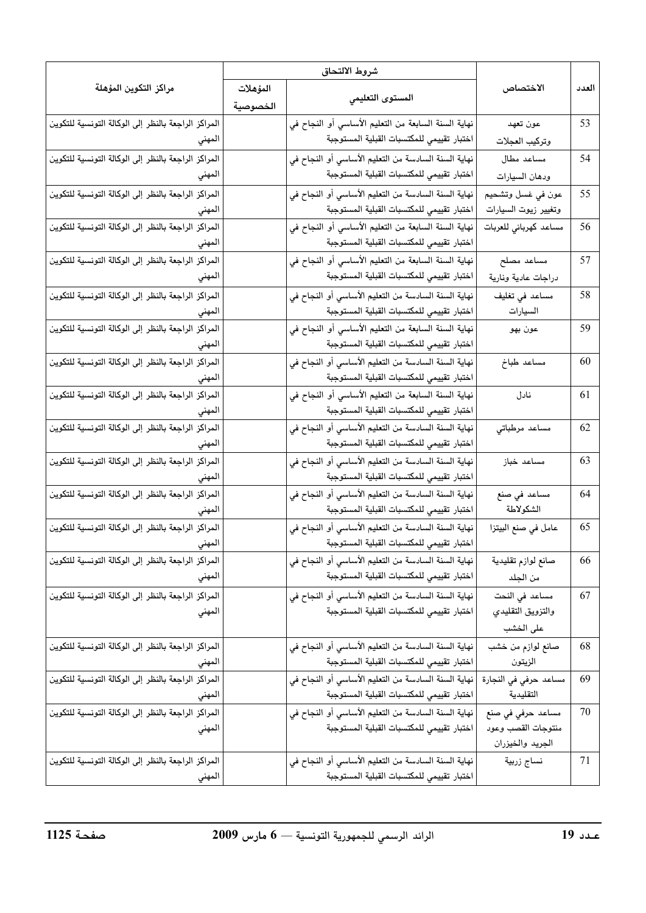| العدد | الاختصاص | شروط الالتحاق | | مراكز التكوين المؤهلة |
|---|---|---|---|---|
| | | المستوى التعليمي | المؤهلات الخصوصية | |
| 53 | عون تعهد وتركيب العجلات | نهاية السنة السابعة من التعليم الأساسي أو النجاح في اختبار تقييمي للمكتسبات القبلية المستوجبة | | المراكز الراجعة بالنظر إلى الوكالة التونسية للتكوين المهني |
| 54 | مساعد مطال ودهان السيارات | نهاية السنة السادسة من التعليم الأساسي أو النجاح في اختبار تقييمي للمكتسبات القبلية المستوجبة | | المراكز الراجعة بالنظر إلى الوكالة التونسية للتكوين المهني |
| 55 | عون في غسل وتشحيم وتغيير زيوت السيارات | نهاية السنة السادسة من التعليم الأساسي أو النجاح في اختبار تقييمي للمكتسبات القبلية المستوجبة | | المراكز الراجعة بالنظر إلى الوكالة التونسية للتكوين المهني |
| 56 | مساعد كهربائي للعربات | نهاية السنة السابعة من التعليم الأساسي أو النجاح في اختبار تقييمي للمكتسبات القبلية المستوجبة | | المراكز الراجعة بالنظر إلى الوكالة التونسية للتكوين المهني |
| 57 | مساعد مصلح دراجات عادية ونارية | نهاية السنة السابعة من التعليم الأساسي أو النجاح في اختبار تقييمي للمكتسبات القبلية المستوجبة | | المراكز الراجعة بالنظر إلى الوكالة التونسية للتكوين المهني |
| 58 | مساعد في تغليف السيارات | نهاية السنة السادسة من التعليم الأساسي أو النجاح في اختبار تقييمي للمكتسبات القبلية المستوجبة | | المراكز الراجعة بالنظر إلى الوكالة التونسية للتكوين المهني |
| 59 | عون بهو | نهاية السنة السابعة من التعليم الأساسي أو النجاح في اختبار تقييمي للمكتسبات القبلية المستوجبة | | المراكز الراجعة بالنظر إلى الوكالة التونسية للتكوين المهني |
| 60 | مساعد طباخ | نهاية السنة السادسة من التعليم الأساسي أو النجاح في اختبار تقييمي للمكتسبات القبلية المستوجبة | | المراكز الراجعة بالنظر إلى الوكالة التونسية للتكوين المهني |
| 61 | نادل | نهاية السنة السابعة من التعليم الأساسي أو النجاح في اختبار تقييمي للمكتسبات القبلية المستوجبة | | المراكز الراجعة بالنظر إلى الوكالة التونسية للتكوين المهني |
| 62 | مساعد مرطباتي | نهاية السنة السادسة من التعليم الأساسي أو النجاح في اختبار تقييمي للمكتسبات القبلية المستوجبة | | المراكز الراجعة بالنظر إلى الوكالة التونسية للتكوين المهني |
| 63 | مساعد خباز | نهاية السنة السادسة من التعليم الأساسي أو النجاح في اختبار تقييمي للمكتسبات القبلية المستوجبة | | المراكز الراجعة بالنظر إلى الوكالة التونسية للتكوين المهني |
| 64 | مساعد في صنع الشكولاطة | نهاية السنة السادسة من التعليم الأساسي أو النجاح في اختبار تقييمي للمكتسبات القبلية المستوجبة | | المراكز الراجعة بالنظر إلى الوكالة التونسية للتكوين المهني |
| 65 | عامل في صنع البيتزا | نهاية السنة السادسة من التعليم الأساسي أو النجاح في اختبار تقييمي للمكتسبات القبلية المستوجبة | | المراكز الراجعة بالنظر إلى الوكالة التونسية للتكوين المهني |
| 66 | صانع لوازم تقليدية من الجلد | نهاية السنة السادسة من التعليم الأساسي أو النجاح في اختبار تقييمي للمكتسبات القبلية المستوجبة | | المراكز الراجعة بالنظر إلى الوكالة التونسية للتكوين المهني |
| 67 | مساعد في النحت والتزويق التقليدي على الخشب | نهاية السنة السادسة من التعليم الأساسي أو النجاح في اختبار تقييمي للمكتسبات القبلية المستوجبة | | المراكز الراجعة بالنظر إلى الوكالة التونسية للتكوين المهني |
| 68 | صانع لوازم من خشب الزيتون | نهاية السنة السادسة من التعليم الأساسي أو النجاح في اختبار تقييمي للمكتسبات القبلية المستوجبة | | المراكز الراجعة بالنظر إلى الوكالة التونسية للتكوين المهني |
| 69 | مساعد حرفي في النجارة التقليدية | نهاية السنة السادسة من التعليم الأساسي أو النجاح في اختبار تقييمي للمكتسبات القبلية المستوجبة | | المراكز الراجعة بالنظر إلى الوكالة التونسية للتكوين المهني |
| 70 | مساعد حرفي في صنع منتوجات القصب وعود الجريد والخيزران | نهاية السنة السادسة من التعليم الأساسي أو النجاح في اختبار تقييمي للمكتسبات القبلية المستوجبة | | المراكز الراجعة بالنظر إلى الوكالة التونسية للتكوين المهني |
| 71 | نساج زربية | نهاية السنة السادسة من التعليم الأساسي أو النجاح في اختبار تقييمي للمكتسبات القبلية المستوجبة | | المراكز الراجعة بالنظر إلى الوكالة التونسية للتكوين المهني |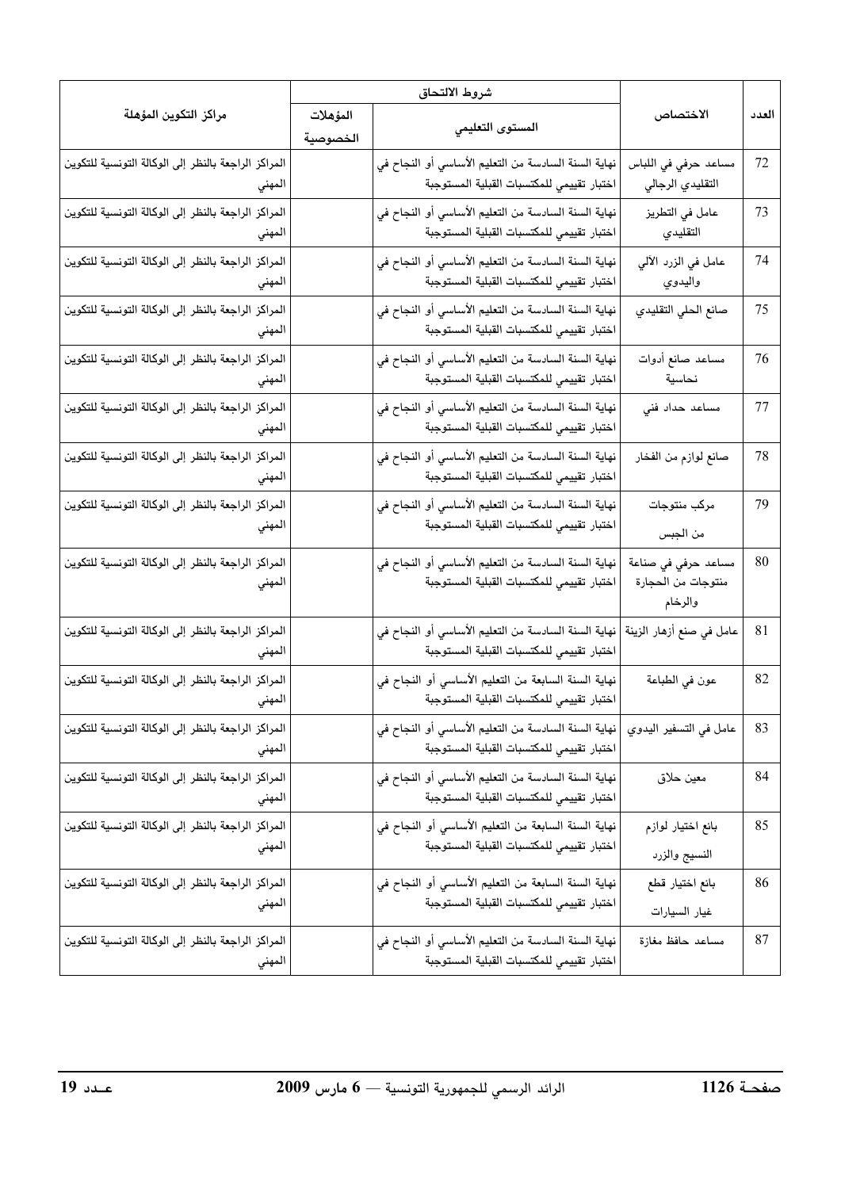| العدد | الاختصاص | شروط الالتحاق | | مراكز التكوين المؤهلة |
|---|---|---|---|---|
| | | المستوى التعليمي | المؤهلات الخصوصية | |
| 72 | مساعد حرفي في اللباس التقليدي الرجالي | نهاية السنة السادسة من التعليم الأساسي أو النجاح في اختبار تقييمي للمكتسبات القبلية المستوجبة | | المراكز الراجعة بالنظر إلى الوكالة التونسية للتكوين المهني |
| 73 | عامل في التطريز التقليدي | نهاية السنة السادسة من التعليم الأساسي أو النجاح في اختبار تقييمي للمكتسبات القبلية المستوجبة | | المراكز الراجعة بالنظر إلى الوكالة التونسية للتكوين المهني |
| 74 | عامل في الزرد الآلي واليدوي | نهاية السنة السادسة من التعليم الأساسي أو النجاح في اختبار تقييمي للمكتسبات القبلية المستوجبة | | المراكز الراجعة بالنظر إلى الوكالة التونسية للتكوين المهني |
| 75 | صانع الحلي التقليدي | نهاية السنة السادسة من التعليم الأساسي أو النجاح في اختبار تقييمي للمكتسبات القبلية المستوجبة | | المراكز الراجعة بالنظر إلى الوكالة التونسية للتكوين المهني |
| 76 | مساعد صانع أدوات نحاسية | نهاية السنة السادسة من التعليم الأساسي أو النجاح في اختبار تقييمي للمكتسبات القبلية المستوجبة | | المراكز الراجعة بالنظر إلى الوكالة التونسية للتكوين المهني |
| 77 | مساعد حداد فني | نهاية السنة السادسة من التعليم الأساسي أو النجاح في اختبار تقييمي للمكتسبات القبلية المستوجبة | | المراكز الراجعة بالنظر إلى الوكالة التونسية للتكوين المهني |
| 78 | صانع لوازم من الفخار | نهاية السنة السادسة من التعليم الأساسي أو النجاح في اختبار تقييمي للمكتسبات القبلية المستوجبة | | المراكز الراجعة بالنظر إلى الوكالة التونسية للتكوين المهني |
| 79 | مركب منتوجات من الجبس | نهاية السنة السادسة من التعليم الأساسي أو النجاح في اختبار تقييمي للمكتسبات القبلية المستوجبة | | المراكز الراجعة بالنظر إلى الوكالة التونسية للتكوين المهني |
| 80 | مساعد حرفي في صناعة منتوجات من الحجارة والرخام | نهاية السنة السادسة من التعليم الأساسي أو النجاح في اختبار تقييمي للمكتسبات القبلية المستوجبة | | المراكز الراجعة بالنظر إلى الوكالة التونسية للتكوين المهني |
| 81 | عامل في صنع أزهار الزينة | نهاية السنة السادسة من التعليم الأساسي أو النجاح في اختبار تقييمي للمكتسبات القبلية المستوجبة | | المراكز الراجعة بالنظر إلى الوكالة التونسية للتكوين المهني |
| 82 | عون في الطباعة | نهاية السنة السابعة من التعليم الأساسي أو النجاح في اختبار تقييمي للمكتسبات القبلية المستوجبة | | المراكز الراجعة بالنظر إلى الوكالة التونسية للتكوين المهني |
| 83 | عامل في التسفير اليدوي | نهاية السنة السادسة من التعليم الأساسي أو النجاح في اختبار تقييمي للمكتسبات القبلية المستوجبة | | المراكز الراجعة بالنظر إلى الوكالة التونسية للتكوين المهني |
| 84 | معين حلاق | نهاية السنة السادسة من التعليم الأساسي أو النجاح في اختبار تقييمي للمكتسبات القبلية المستوجبة | | المراكز الراجعة بالنظر إلى الوكالة التونسية للتكوين المهني |
| 85 | بائع اختيار لوازم النسيج والزرد | نهاية السنة السابعة من التعليم الأساسي أو النجاح في اختبار تقييمي للمكتسبات القبلية المستوجبة | | المراكز الراجعة بالنظر إلى الوكالة التونسية للتكوين المهني |
| 86 | بائع اختيار قطع غيار السيارات | نهاية السنة السابعة من التعليم الأساسي أو النجاح في اختبار تقييمي للمكتسبات القبلية المستوجبة | | المراكز الراجعة بالنظر إلى الوكالة التونسية للتكوين المهني |
| 87 | مساعد حافظ مغازة | نهاية السنة السادسة من التعليم الأساسي أو النجاح في اختبار تقييمي للمكتسبات القبلية المستوجبة | | المراكز الراجعة بالنظر إلى الوكالة التونسية للتكوين المهني |